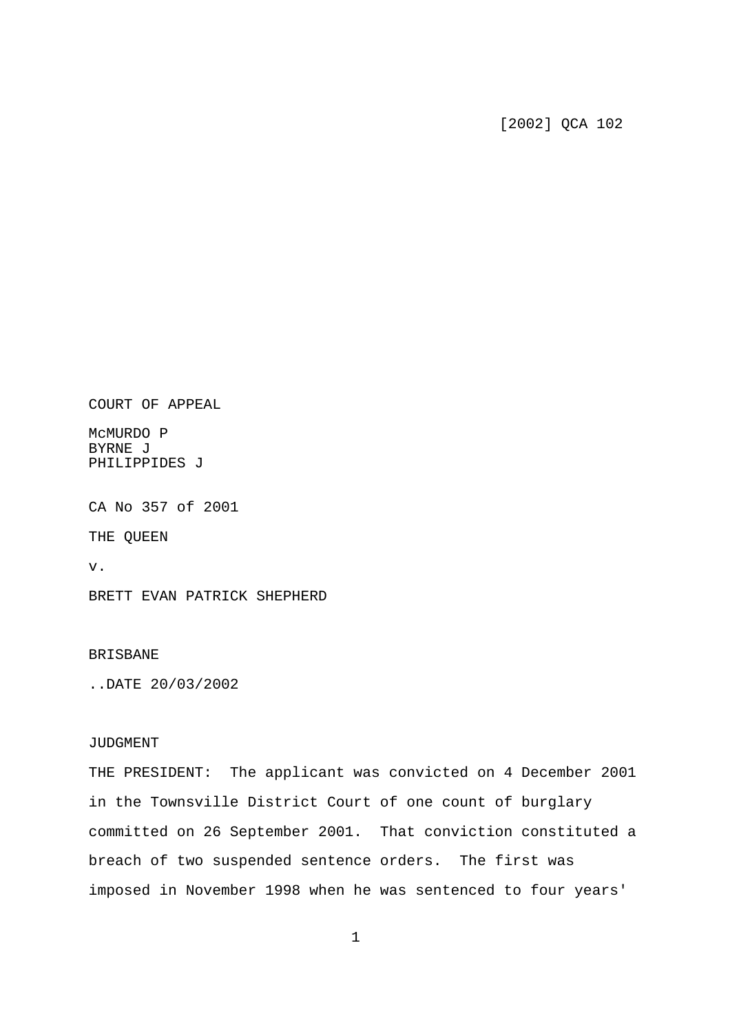[2002] QCA 102

COURT OF APPEAL

McMURDO P
BYRNE J
PHILIPPIDES J

CA No 357 of 2001

THE QUEEN

v.

BRETT EVAN PATRICK SHEPHERD

BRISBANE

..DATE 20/03/2002

JUDGMENT

THE PRESIDENT: The applicant was convicted on 4 December 2001 in the Townsville District Court of one count of burglary committed on 26 September 2001. That conviction constituted a breach of two suspended sentence orders. The first was imposed in November 1998 when he was sentenced to four years'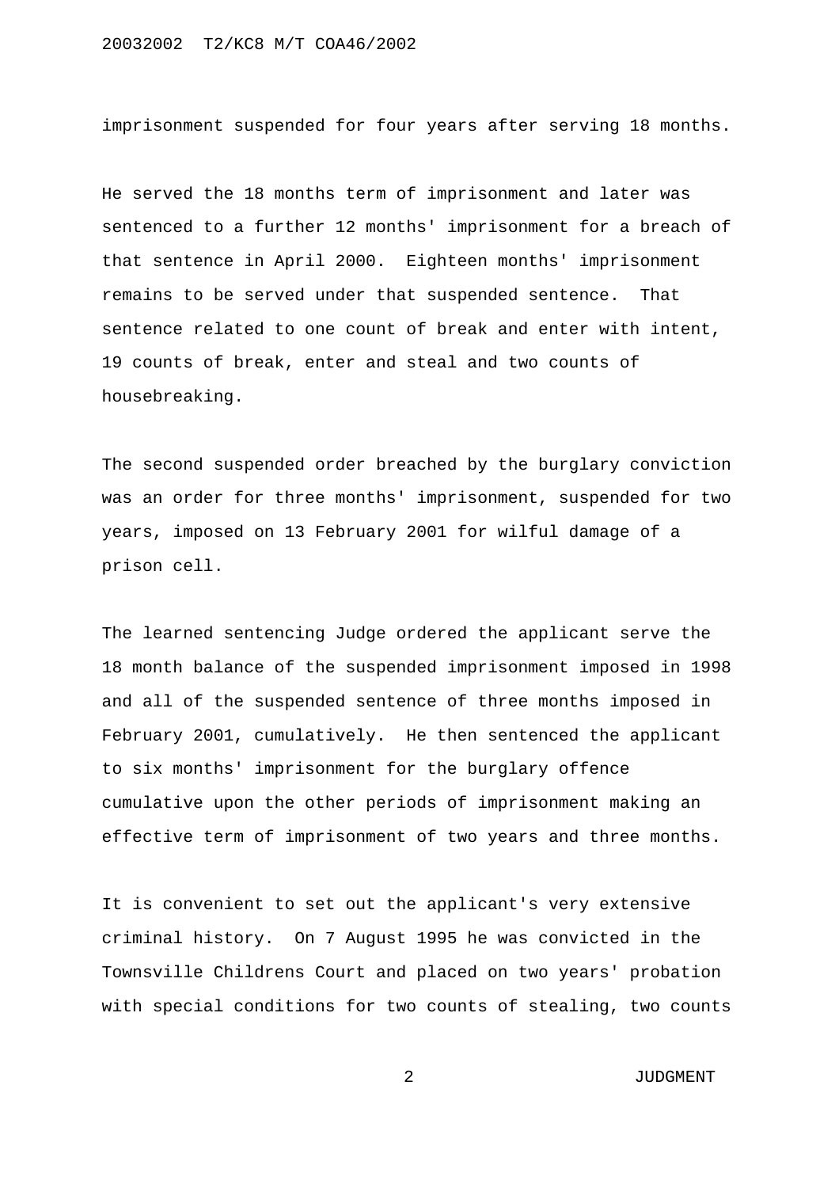imprisonment suspended for four years after serving 18 months.

He served the 18 months term of imprisonment and later was sentenced to a further 12 months' imprisonment for a breach of that sentence in April 2000. Eighteen months' imprisonment remains to be served under that suspended sentence. That sentence related to one count of break and enter with intent, 19 counts of break, enter and steal and two counts of housebreaking.

The second suspended order breached by the burglary conviction was an order for three months' imprisonment, suspended for two years, imposed on 13 February 2001 for wilful damage of a prison cell.

The learned sentencing Judge ordered the applicant serve the 18 month balance of the suspended imprisonment imposed in 1998 and all of the suspended sentence of three months imposed in February 2001, cumulatively. He then sentenced the applicant to six months' imprisonment for the burglary offence cumulative upon the other periods of imprisonment making an effective term of imprisonment of two years and three months.

It is convenient to set out the applicant's very extensive criminal history. On 7 August 1995 he was convicted in the Townsville Childrens Court and placed on two years' probation with special conditions for two counts of stealing, two counts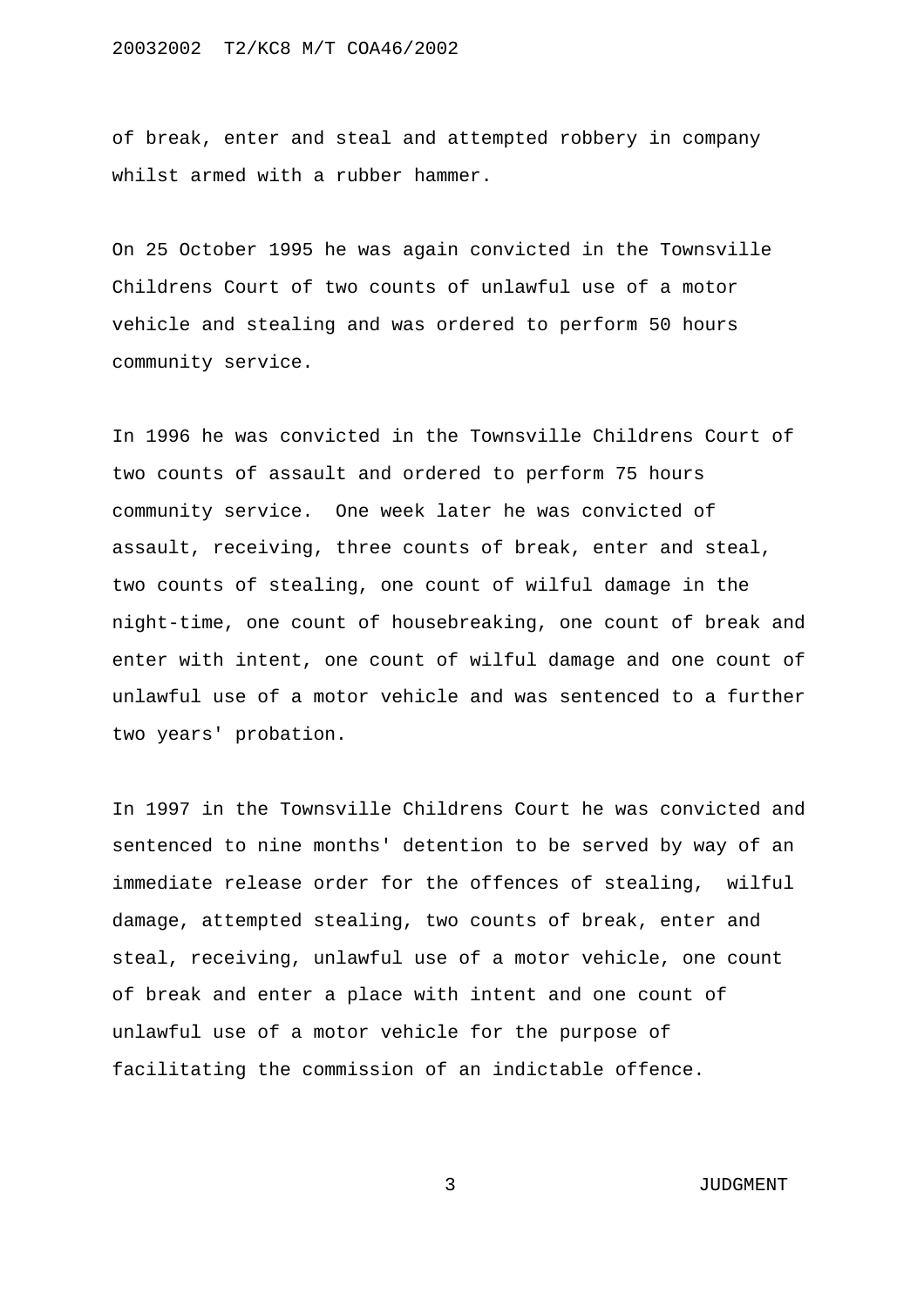of break, enter and steal and attempted robbery in company whilst armed with a rubber hammer.

On 25 October 1995 he was again convicted in the Townsville Childrens Court of two counts of unlawful use of a motor vehicle and stealing and was ordered to perform 50 hours community service.

In 1996 he was convicted in the Townsville Childrens Court of two counts of assault and ordered to perform 75 hours community service. One week later he was convicted of assault, receiving, three counts of break, enter and steal, two counts of stealing, one count of wilful damage in the night-time, one count of housebreaking, one count of break and enter with intent, one count of wilful damage and one count of unlawful use of a motor vehicle and was sentenced to a further two years' probation.

In 1997 in the Townsville Childrens Court he was convicted and sentenced to nine months' detention to be served by way of an immediate release order for the offences of stealing, wilful damage, attempted stealing, two counts of break, enter and steal, receiving, unlawful use of a motor vehicle, one count of break and enter a place with intent and one count of unlawful use of a motor vehicle for the purpose of facilitating the commission of an indictable offence.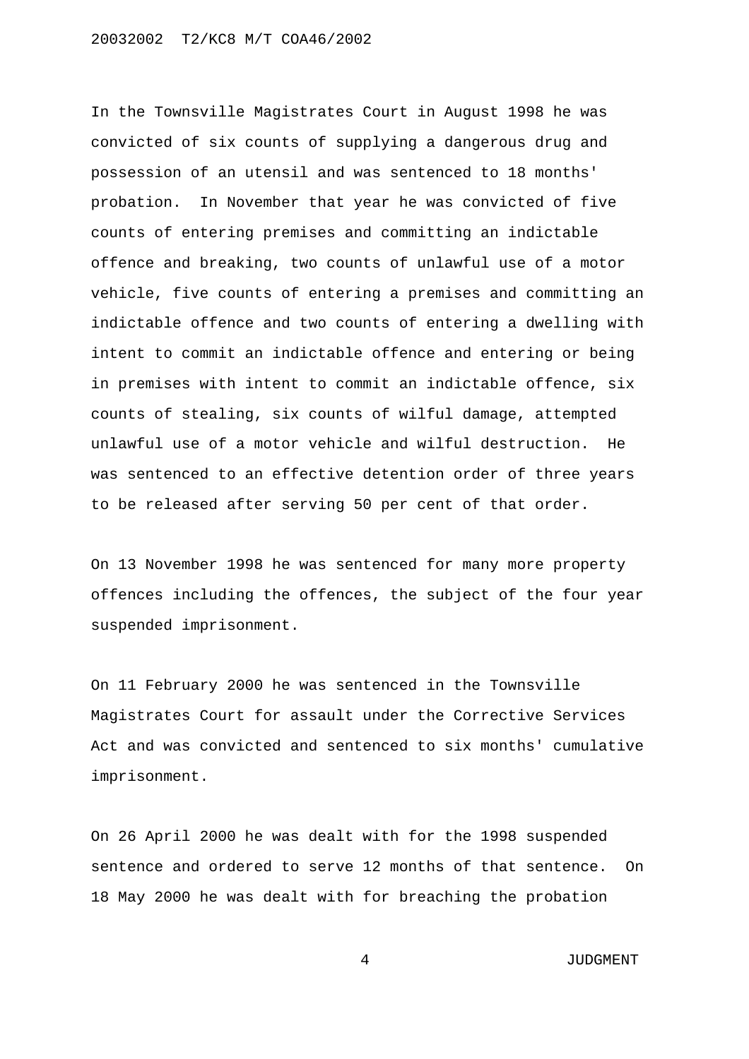In the Townsville Magistrates Court in August 1998 he was convicted of six counts of supplying a dangerous drug and possession of an utensil and was sentenced to 18 months' probation. In November that year he was convicted of five counts of entering premises and committing an indictable offence and breaking, two counts of unlawful use of a motor vehicle, five counts of entering a premises and committing an indictable offence and two counts of entering a dwelling with intent to commit an indictable offence and entering or being in premises with intent to commit an indictable offence, six counts of stealing, six counts of wilful damage, attempted unlawful use of a motor vehicle and wilful destruction. He was sentenced to an effective detention order of three years to be released after serving 50 per cent of that order.

On 13 November 1998 he was sentenced for many more property offences including the offences, the subject of the four year suspended imprisonment.

On 11 February 2000 he was sentenced in the Townsville Magistrates Court for assault under the Corrective Services Act and was convicted and sentenced to six months' cumulative imprisonment.

On 26 April 2000 he was dealt with for the 1998 suspended sentence and ordered to serve 12 months of that sentence. On 18 May 2000 he was dealt with for breaching the probation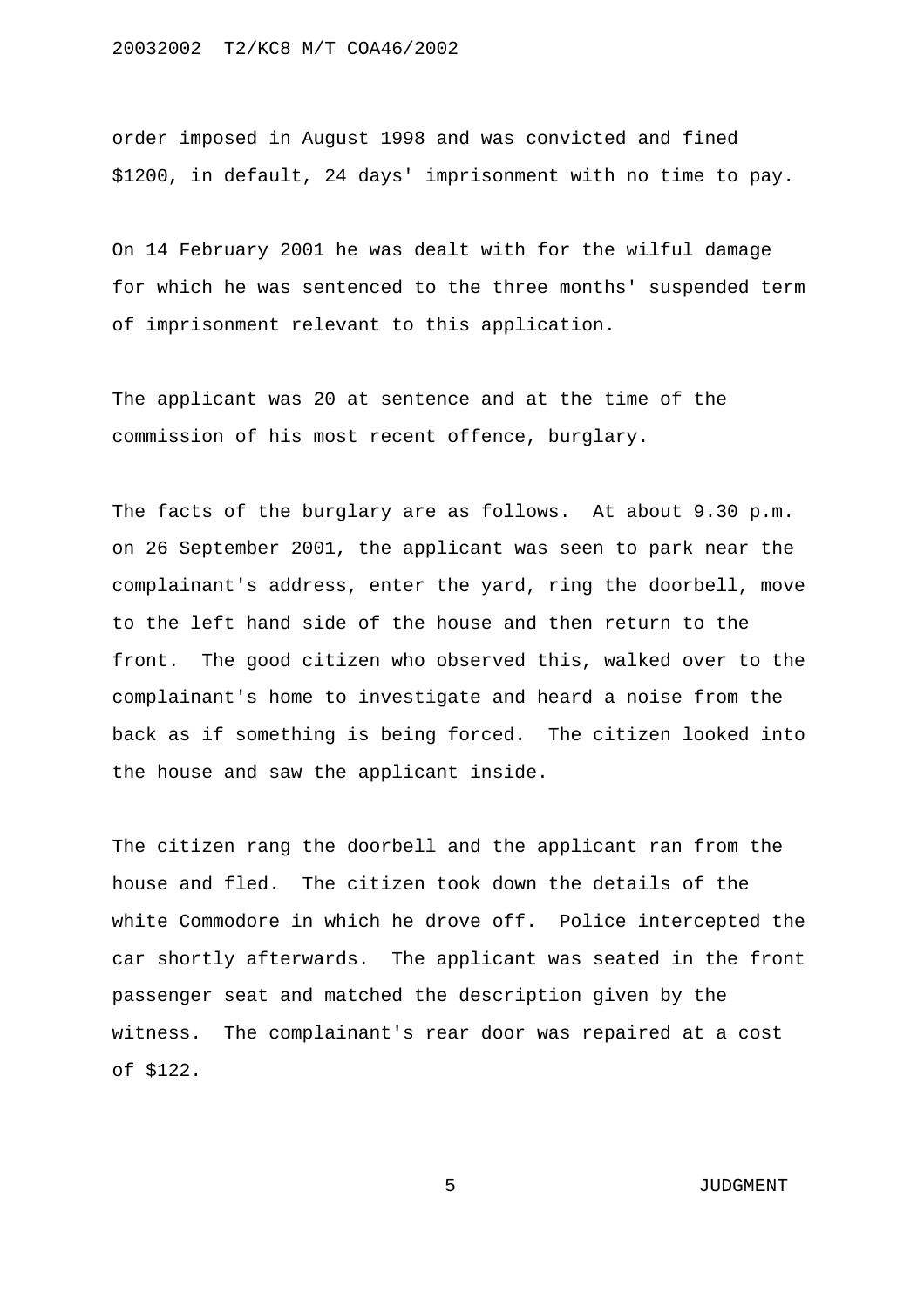order imposed in August 1998 and was convicted and fined $1200, in default, 24 days' imprisonment with no time to pay.

On 14 February 2001 he was dealt with for the wilful damage for which he was sentenced to the three months' suspended term of imprisonment relevant to this application.

The applicant was 20 at sentence and at the time of the commission of his most recent offence, burglary.

The facts of the burglary are as follows. At about 9.30 p.m. on 26 September 2001, the applicant was seen to park near the complainant's address, enter the yard, ring the doorbell, move to the left hand side of the house and then return to the front. The good citizen who observed this, walked over to the complainant's home to investigate and heard a noise from the back as if something is being forced. The citizen looked into the house and saw the applicant inside.

The citizen rang the doorbell and the applicant ran from the house and fled. The citizen took down the details of the white Commodore in which he drove off. Police intercepted the car shortly afterwards. The applicant was seated in the front passenger seat and matched the description given by the witness. The complainant's rear door was repaired at a cost of $122.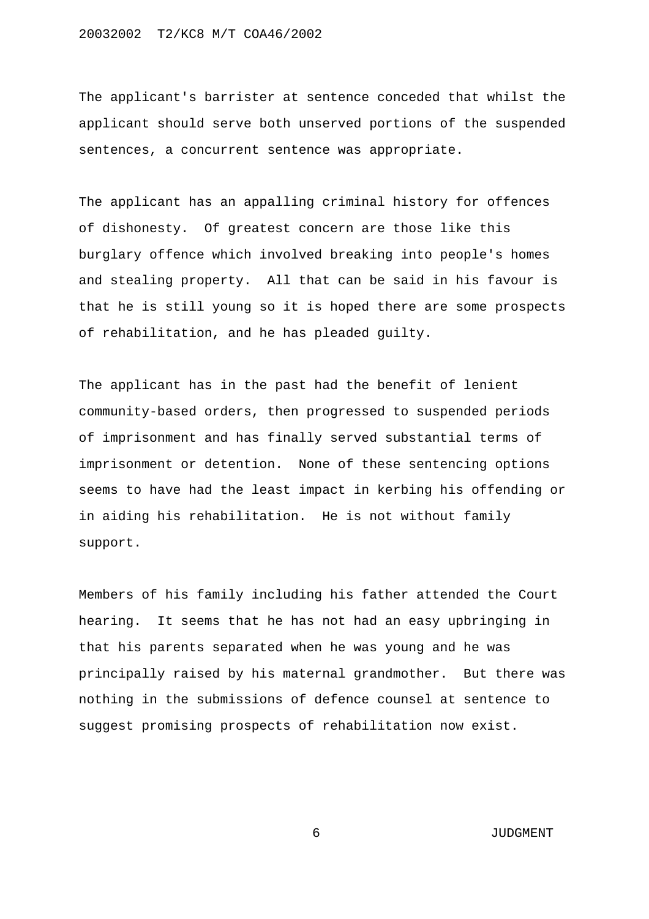The applicant's barrister at sentence conceded that whilst the applicant should serve both unserved portions of the suspended sentences, a concurrent sentence was appropriate.

The applicant has an appalling criminal history for offences of dishonesty. Of greatest concern are those like this burglary offence which involved breaking into people's homes and stealing property. All that can be said in his favour is that he is still young so it is hoped there are some prospects of rehabilitation, and he has pleaded guilty.

The applicant has in the past had the benefit of lenient community-based orders, then progressed to suspended periods of imprisonment and has finally served substantial terms of imprisonment or detention. None of these sentencing options seems to have had the least impact in kerbing his offending or in aiding his rehabilitation. He is not without family support.

Members of his family including his father attended the Court hearing. It seems that he has not had an easy upbringing in that his parents separated when he was young and he was principally raised by his maternal grandmother. But there was nothing in the submissions of defence counsel at sentence to suggest promising prospects of rehabilitation now exist.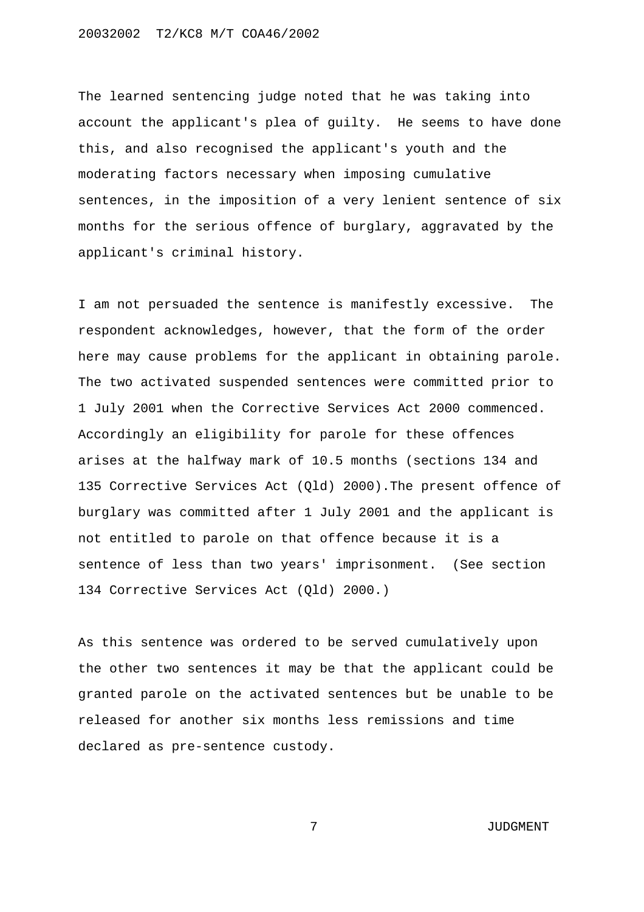The learned sentencing judge noted that he was taking into account the applicant's plea of guilty. He seems to have done this, and also recognised the applicant's youth and the moderating factors necessary when imposing cumulative sentences, in the imposition of a very lenient sentence of six months for the serious offence of burglary, aggravated by the applicant's criminal history.

I am not persuaded the sentence is manifestly excessive. The respondent acknowledges, however, that the form of the order here may cause problems for the applicant in obtaining parole. The two activated suspended sentences were committed prior to 1 July 2001 when the Corrective Services Act 2000 commenced. Accordingly an eligibility for parole for these offences arises at the halfway mark of 10.5 months (sections 134 and 135 Corrective Services Act (Qld) 2000).The present offence of burglary was committed after 1 July 2001 and the applicant is not entitled to parole on that offence because it is a sentence of less than two years' imprisonment. (See section 134 Corrective Services Act (Qld) 2000.)

As this sentence was ordered to be served cumulatively upon the other two sentences it may be that the applicant could be granted parole on the activated sentences but be unable to be released for another six months less remissions and time declared as pre-sentence custody.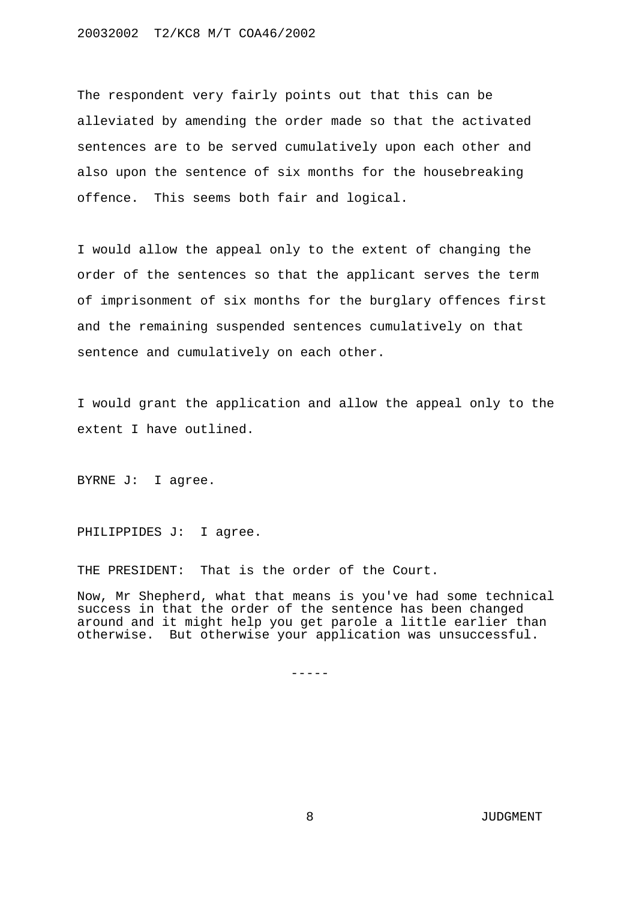The respondent very fairly points out that this can be alleviated by amending the order made so that the activated sentences are to be served cumulatively upon each other and also upon the sentence of six months for the housebreaking offence. This seems both fair and logical.

I would allow the appeal only to the extent of changing the order of the sentences so that the applicant serves the term of imprisonment of six months for the burglary offences first and the remaining suspended sentences cumulatively on that sentence and cumulatively on each other.

I would grant the application and allow the appeal only to the extent I have outlined.

BYRNE J: I agree.

PHILIPPIDES J: I agree.

THE PRESIDENT: That is the order of the Court.

Now, Mr Shepherd, what that means is you've had some technical success in that the order of the sentence has been changed around and it might help you get parole a little earlier than otherwise. But otherwise your application was unsuccessful.

-----